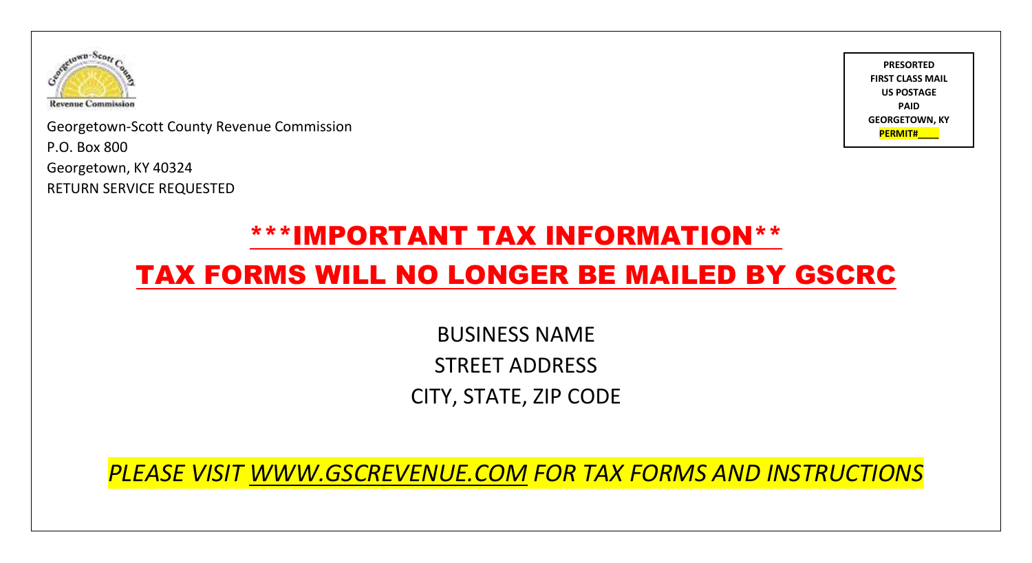Georgetown-Scott County Revenue Commission

Georgetown-Scott County Revenue Commission
P.O. Box 800
Georgetown, KY 40324
RETURN SERVICE REQUESTED

**PRESORTED**
**FIRST CLASS MAIL**
**US POSTAGE**
**PAID**
**GEORGETOWN, KY**
**PERMIT#____**

# ***IMPORTANT TAX INFORMATION**

# TAX FORMS WILL NO LONGER BE MAILED BY GSCRC

BUSINESS NAME
STREET ADDRESS
CITY, STATE, ZIP CODE

*PLEASE VISIT WWW.GSCREVENUE.COM FOR TAX FORMS AND INSTRUCTIONS*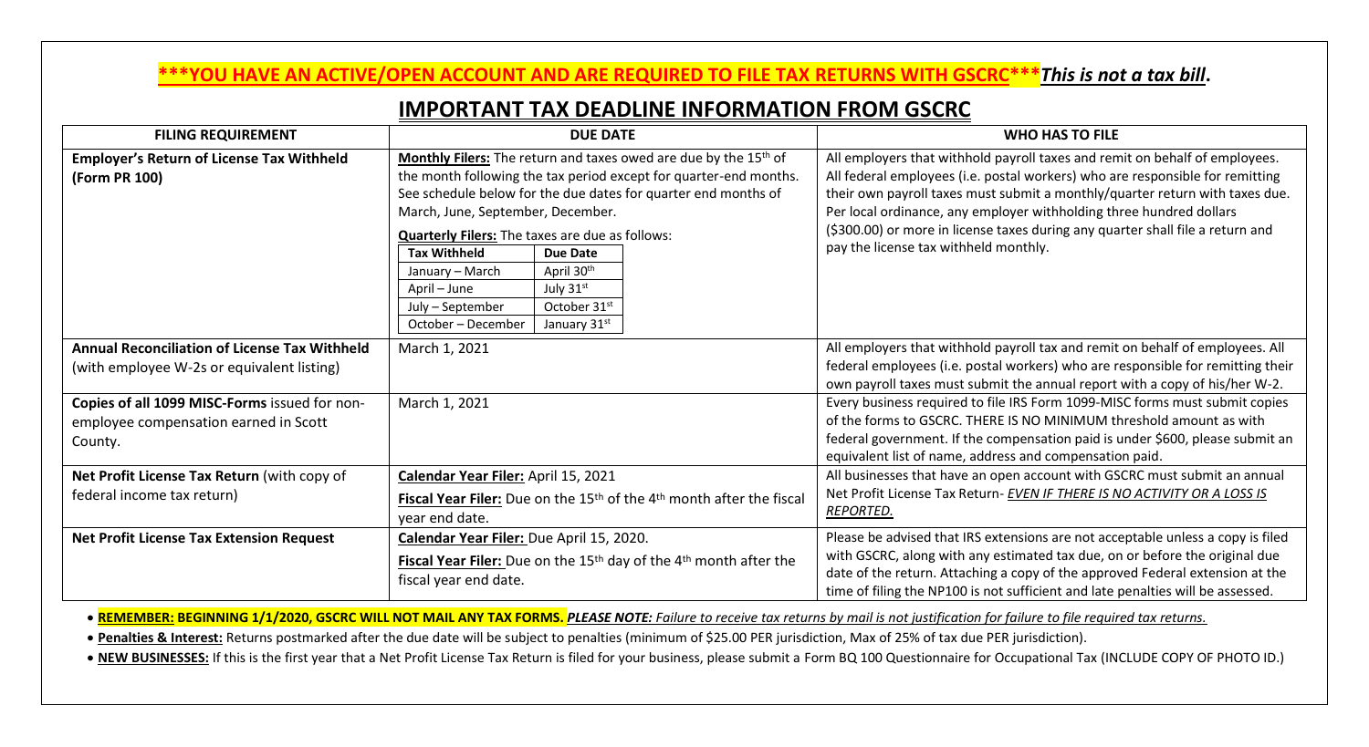**\*\*\*YOU HAVE AN ACTIVE/OPEN ACCOUNT AND ARE REQUIRED TO FILE TAX RETURNS WITH GSCRC\*\*\*** ***This is not a tax bill*.**

## IMPORTANT TAX DEADLINE INFORMATION FROM GSCRC

| FILING REQUIREMENT | DUE DATE | WHO HAS TO FILE |
|---|---|---|
| **Employer's Return of License Tax Withheld (Form PR 100)** | **Monthly Filers:** The return and taxes owed are due by the 15th of the month following the tax period except for quarter-end months. See schedule below for the due dates for quarter end months of March, June, September, December.<br><br>**Quarterly Filers:** The taxes are due as follows:<br>**Tax Withheld** — **Due Date**<br>January – March — April 30th<br>April – June — July 31st<br>July – September — October 31st<br>October – December — January 31st | All employers that withhold payroll taxes and remit on behalf of employees. All federal employees (i.e. postal workers) who are responsible for remitting their own payroll taxes must submit a monthly/quarter return with taxes due. Per local ordinance, any employer withholding three hundred dollars ($300.00) or more in license taxes during any quarter shall file a return and pay the license tax withheld monthly. |
| **Annual Reconciliation of License Tax Withheld** (with employee W-2s or equivalent listing) | March 1, 2021 | All employers that withhold payroll tax and remit on behalf of employees. All federal employees (i.e. postal workers) who are responsible for remitting their own payroll taxes must submit the annual report with a copy of his/her W-2. |
| **Copies of all 1099 MISC-Forms issued for non-employee compensation earned in Scott County.** | March 1, 2021 | Every business required to file IRS Form 1099-MISC forms must submit copies of the forms to GSCRC. THERE IS NO MINIMUM threshold amount as with federal government. If the compensation paid is under $600, please submit an equivalent list of name, address and compensation paid. |
| **Net Profit License Tax Return** (with copy of federal income tax return) | **Calendar Year Filer:** April 15, 2021<br><br>**Fiscal Year Filer:** Due on the 15th of the 4th month after the fiscal year end date. | All businesses that have an open account with GSCRC must submit an annual Net Profit License Tax Return- *EVEN IF THERE IS NO ACTIVITY OR A LOSS IS REPORTED.* |
| **Net Profit License Tax Extension Request** | **Calendar Year Filer:** Due April 15, 2020.<br><br>**Fiscal Year Filer:** Due on the 15th day of the 4th month after the fiscal year end date. | Please be advised that IRS extensions are not acceptable unless a copy is filed with GSCRC, along with any estimated tax due, on or before the original due date of the return. Attaching a copy of the approved Federal extension at the time of filing the NP100 is not sufficient and late penalties will be assessed. |

- **REMEMBER: BEGINNING 1/1/2020, GSCRC WILL NOT MAIL ANY TAX FORMS.** ***PLEASE NOTE:** Failure to receive tax returns by mail is not justification for failure to file required tax returns.*
- **Penalties & Interest:** Returns postmarked after the due date will be subject to penalties (minimum of $25.00 PER jurisdiction, Max of 25% of tax due PER jurisdiction).
- **NEW BUSINESSES:** If this is the first year that a Net Profit License Tax Return is filed for your business, please submit a Form BQ 100 Questionnaire for Occupational Tax (INCLUDE COPY OF PHOTO ID.)